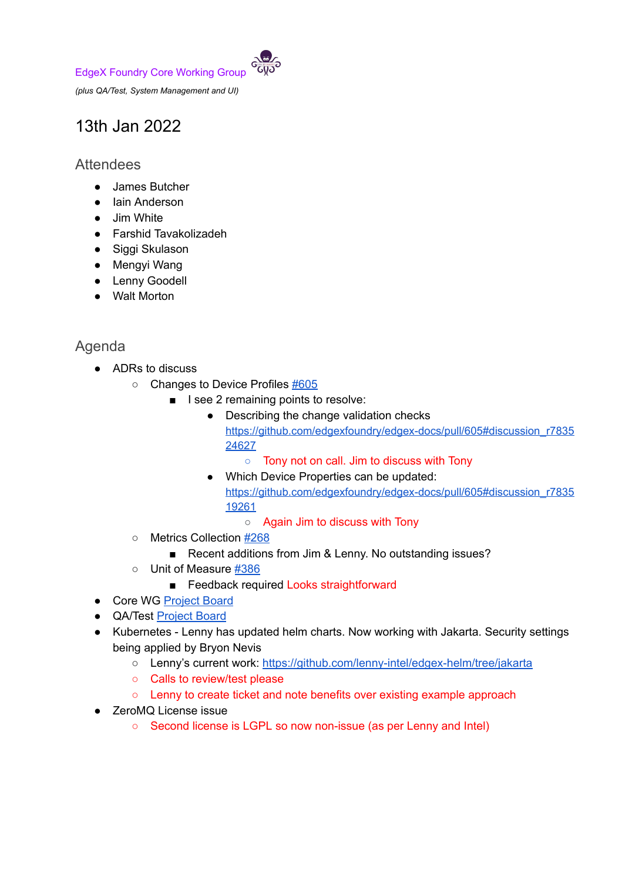EdgeX Foundry Core Working Group

*(plus QA/Test, System Management and UI)*

# 13th Jan 2022

## Attendees

- James Butcher
- Iain Anderson
- Jim White
- Farshid Tavakolizadeh
- Siggi Skulason
- Mengyi Wang
- Lenny Goodell
- Walt Morton

## Agenda

- ADRs to discuss
  - Changes to Device Profiles [#605](https://github.com/edgexfoundry/edgex-docs/pull/605)
    - I see 2 remaining points to resolve:
      - Describing the change validation checks https://github.com/edgexfoundry/edgex-docs/pull/605#discussion_r783524627
        - Tony not on call. Jim to discuss with Tony
      - Which Device Properties can be updated: https://github.com/edgexfoundry/edgex-docs/pull/605#discussion_r783519261
        - Again Jim to discuss with Tony
  - Metrics Collection #268
    - Recent additions from Jim & Lenny. No outstanding issues?
  - Unit of Measure #386
    - Feedback required Looks straightforward
- Core WG Project Board
- QA/Test Project Board
- Kubernetes - Lenny has updated helm charts. Now working with Jakarta. Security settings being applied by Bryon Nevis
  - Lenny's current work: https://github.com/lenny-intel/edgex-helm/tree/jakarta
  - Calls to review/test please
  - Lenny to create ticket and note benefits over existing example approach
- ZeroMQ License issue
  - Second license is LGPL so now non-issue (as per Lenny and Intel)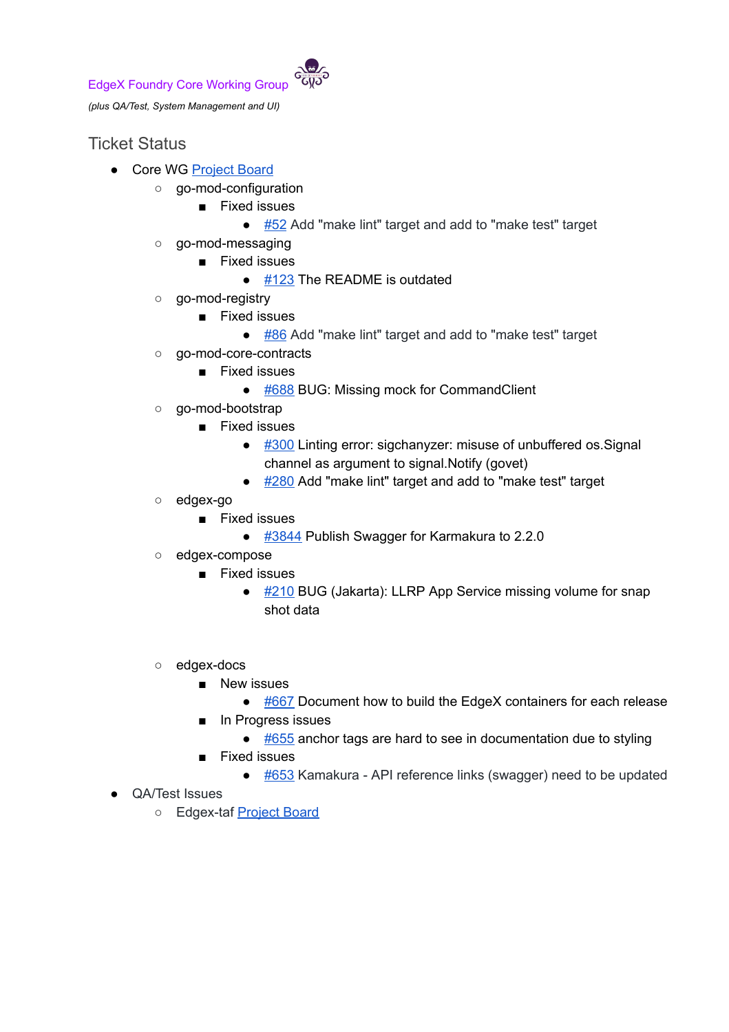EdgeX Foundry Core Working Group

*(plus QA/Test, System Management and UI)*

## Ticket Status

- Core WG [Project Board]
  - go-mod-configuration
    - Fixed issues
      - [#52] Add "make lint" target and add to "make test" target
  - go-mod-messaging
    - Fixed issues
      - [#123] The README is outdated
  - go-mod-registry
    - Fixed issues
      - [#86] Add "make lint" target and add to "make test" target
  - go-mod-core-contracts
    - Fixed issues
      - [#688] BUG: Missing mock for CommandClient
  - go-mod-bootstrap
    - Fixed issues
      - [#300] Linting error: sigchanyzer: misuse of unbuffered os.Signal channel as argument to signal.Notify (govet)
      - [#280] Add "make lint" target and add to "make test" target
  - edgex-go
    - Fixed issues
      - [#3844] Publish Swagger for Karmakura to 2.2.0
  - edgex-compose
    - Fixed issues
      - [#210] BUG (Jakarta): LLRP App Service missing volume for snap shot data
  - edgex-docs
    - New issues
      - [#667] Document how to build the EdgeX containers for each release
    - In Progress issues
      - [#655] anchor tags are hard to see in documentation due to styling
    - Fixed issues
      - [#653] Kamakura - API reference links (swagger) need to be updated
- QA/Test Issues
  - Edgex-taf [Project Board]